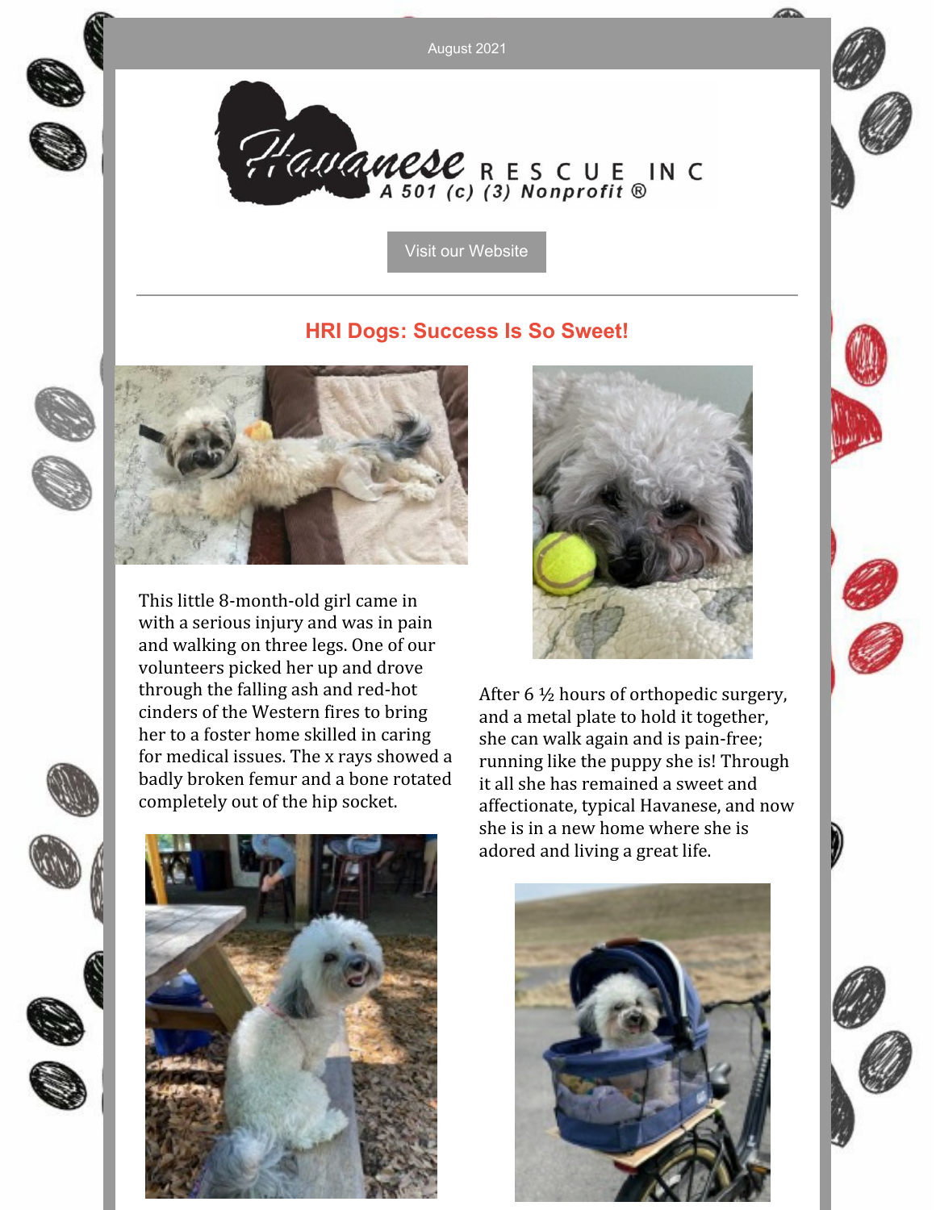August 2021

Havanese RESCUE INC
A 501 (c) (3) Nonprofit ®

Visit our Website

## HRI Dogs: Success Is So Sweet!

This little 8-month-old girl came in with a serious injury and was in pain and walking on three legs. One of our volunteers picked her up and drove through the falling ash and red-hot cinders of the Western fires to bring her to a foster home skilled in caring for medical issues. The x rays showed a badly broken femur and a bone rotated completely out of the hip socket.

After 6 ½ hours of orthopedic surgery, and a metal plate to hold it together, she can walk again and is pain-free; running like the puppy she is! Through it all she has remained a sweet and affectionate, typical Havanese, and now she is in a new home where she is adored and living a great life.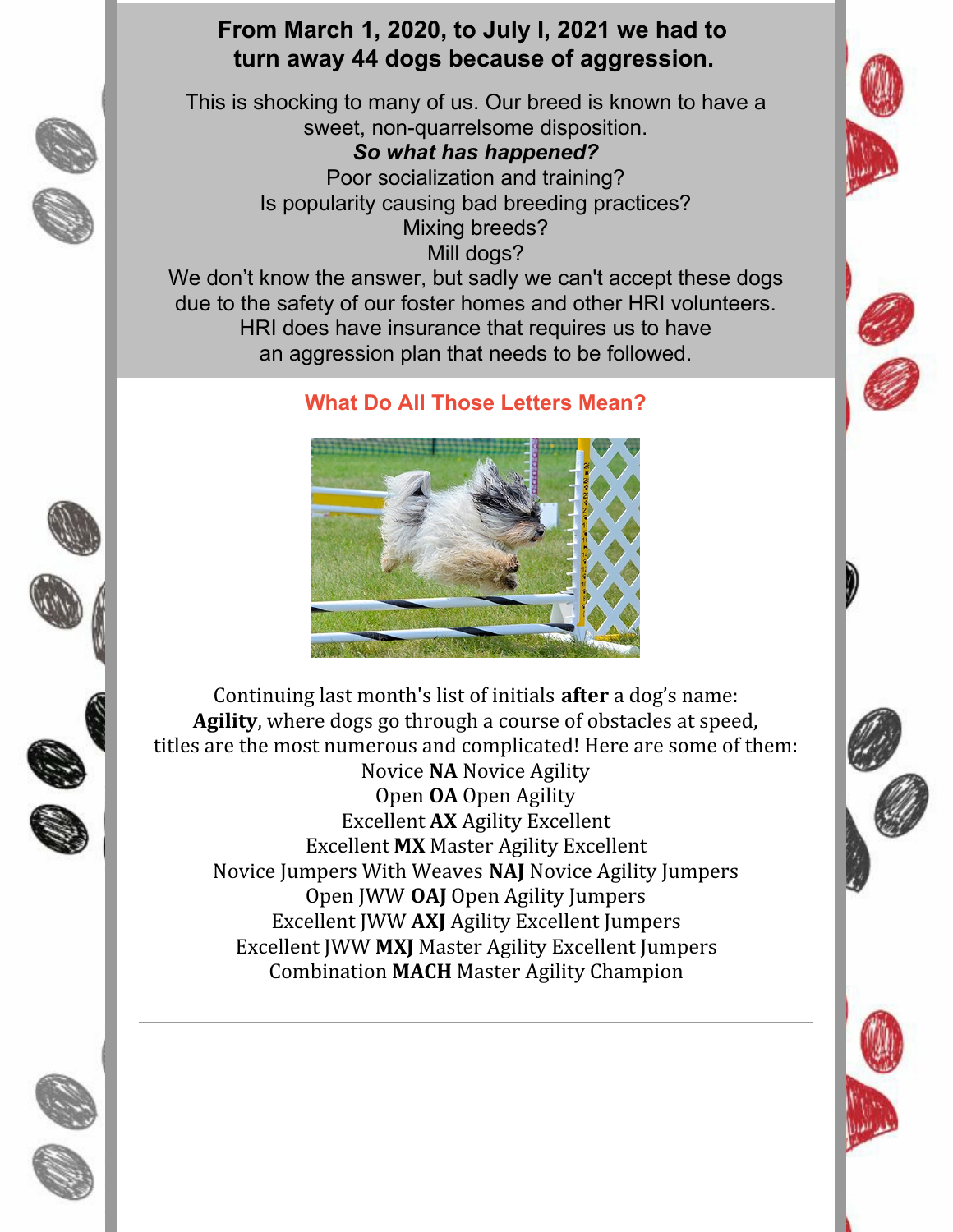**From March 1, 2020, to July l, 2021 we had to turn away 44 dogs because of aggression.**

This is shocking to many of us. Our breed is known to have a sweet, non-quarrelsome disposition.

***So what has happened?***

Poor socialization and training?

Is popularity causing bad breeding practices?

Mixing breeds?

Mill dogs?

We don't know the answer, but sadly we can't accept these dogs due to the safety of our foster homes and other HRI volunteers. HRI does have insurance that requires us to have an aggression plan that needs to be followed.

## What Do All Those Letters Mean?

Continuing last month's list of initials **after** a dog's name: **Agility**, where dogs go through a course of obstacles at speed, titles are the most numerous and complicated! Here are some of them:

Novice **NA** Novice Agility

Open **OA** Open Agility

Excellent **AX** Agility Excellent

Excellent **MX** Master Agility Excellent

Novice Jumpers With Weaves **NAJ** Novice Agility Jumpers

Open JWW **OAJ** Open Agility Jumpers

Excellent JWW **AXJ** Agility Excellent Jumpers

Excellent JWW **MXJ** Master Agility Excellent Jumpers

Combination **MACH** Master Agility Champion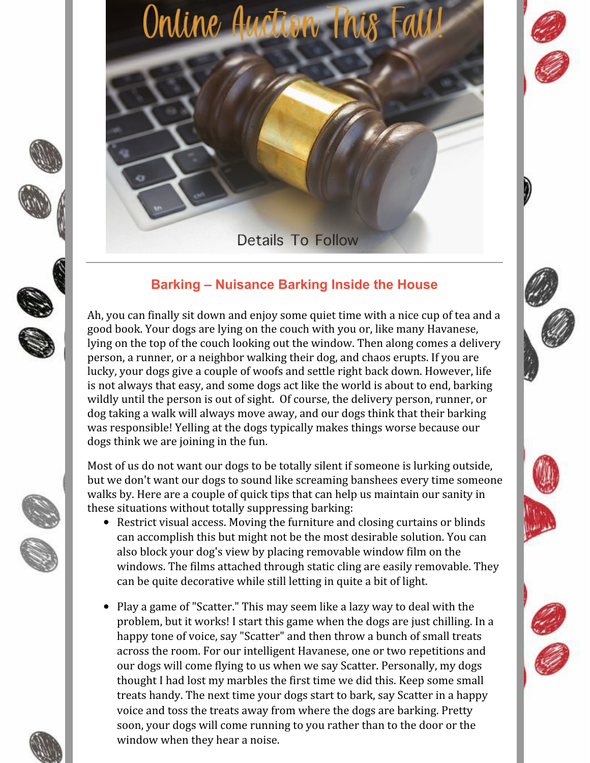Online Auction This Fall!

Details To Follow

---

## Barking – Nuisance Barking Inside the House

Ah, you can finally sit down and enjoy some quiet time with a nice cup of tea and a good book. Your dogs are lying on the couch with you or, like many Havanese, lying on the top of the couch looking out the window. Then along comes a delivery person, a runner, or a neighbor walking their dog, and chaos erupts. If you are lucky, your dogs give a couple of woofs and settle right back down. However, life is not always that easy, and some dogs act like the world is about to end, barking wildly until the person is out of sight. Of course, the delivery person, runner, or dog taking a walk will always move away, and our dogs think that their barking was responsible! Yelling at the dogs typically makes things worse because our dogs think we are joining in the fun.

Most of us do not want our dogs to be totally silent if someone is lurking outside, but we don't want our dogs to sound like screaming banshees every time someone walks by. Here are a couple of quick tips that can help us maintain our sanity in these situations without totally suppressing barking:

- Restrict visual access. Moving the furniture and closing curtains or blinds can accomplish this but might not be the most desirable solution. You can also block your dog's view by placing removable window film on the windows. The films attached through static cling are easily removable. They can be quite decorative while still letting in quite a bit of light.

- Play a game of "Scatter." This may seem like a lazy way to deal with the problem, but it works! I start this game when the dogs are just chilling. In a happy tone of voice, say "Scatter" and then throw a bunch of small treats across the room. For our intelligent Havanese, one or two repetitions and our dogs will come flying to us when we say Scatter. Personally, my dogs thought I had lost my marbles the first time we did this. Keep some small treats handy. The next time your dogs start to bark, say Scatter in a happy voice and toss the treats away from where the dogs are barking. Pretty soon, your dogs will come running to you rather than to the door or the window when they hear a noise.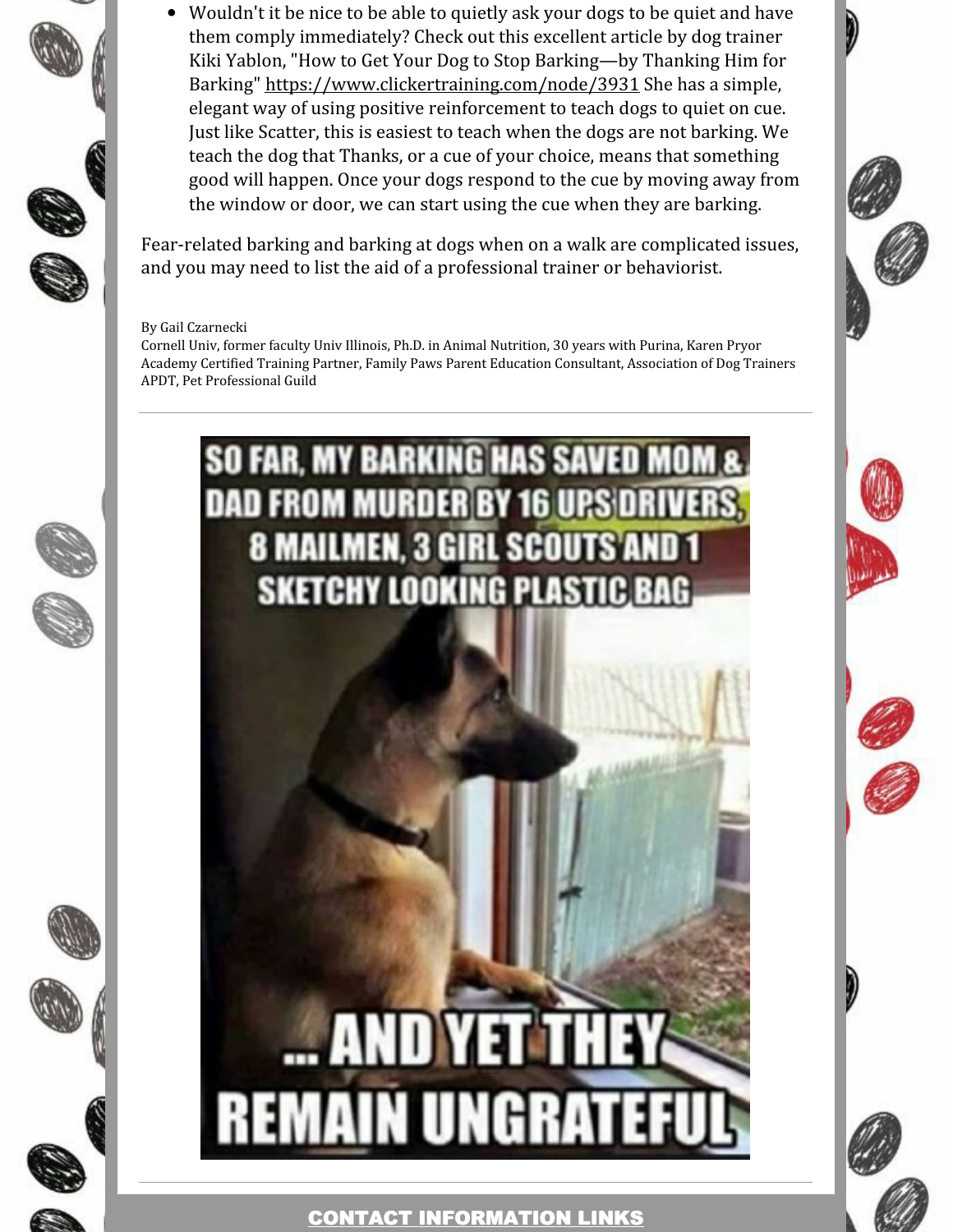- Wouldn't it be nice to be able to quietly ask your dogs to be quiet and have them comply immediately? Check out this excellent article by dog trainer Kiki Yablon, "How to Get Your Dog to Stop Barking—by Thanking Him for Barking" https://www.clickertraining.com/node/3931 She has a simple, elegant way of using positive reinforcement to teach dogs to quiet on cue. Just like Scatter, this is easiest to teach when the dogs are not barking. We teach the dog that Thanks, or a cue of your choice, means that something good will happen. Once your dogs respond to the cue by moving away from the window or door, we can start using the cue when they are barking.

Fear-related barking and barking at dogs when on a walk are complicated issues, and you may need to list the aid of a professional trainer or behaviorist.

By Gail Czarnecki
Cornell Univ, former faculty Univ Illinois, Ph.D. in Animal Nutrition, 30 years with Purina, Karen Pryor Academy Certified Training Partner, Family Paws Parent Education Consultant, Association of Dog Trainers APDT, Pet Professional Guild

---

SO FAR, MY BARKING HAS SAVED MOM & DAD FROM MURDER BY 16 UPS DRIVERS, 8 MAILMEN, 3 GIRL SCOUTS AND 1 SKETCHY LOOKING PLASTIC BAG

... AND YET THEY REMAIN UNGRATEFUL

---

**CONTACT INFORMATION LINKS**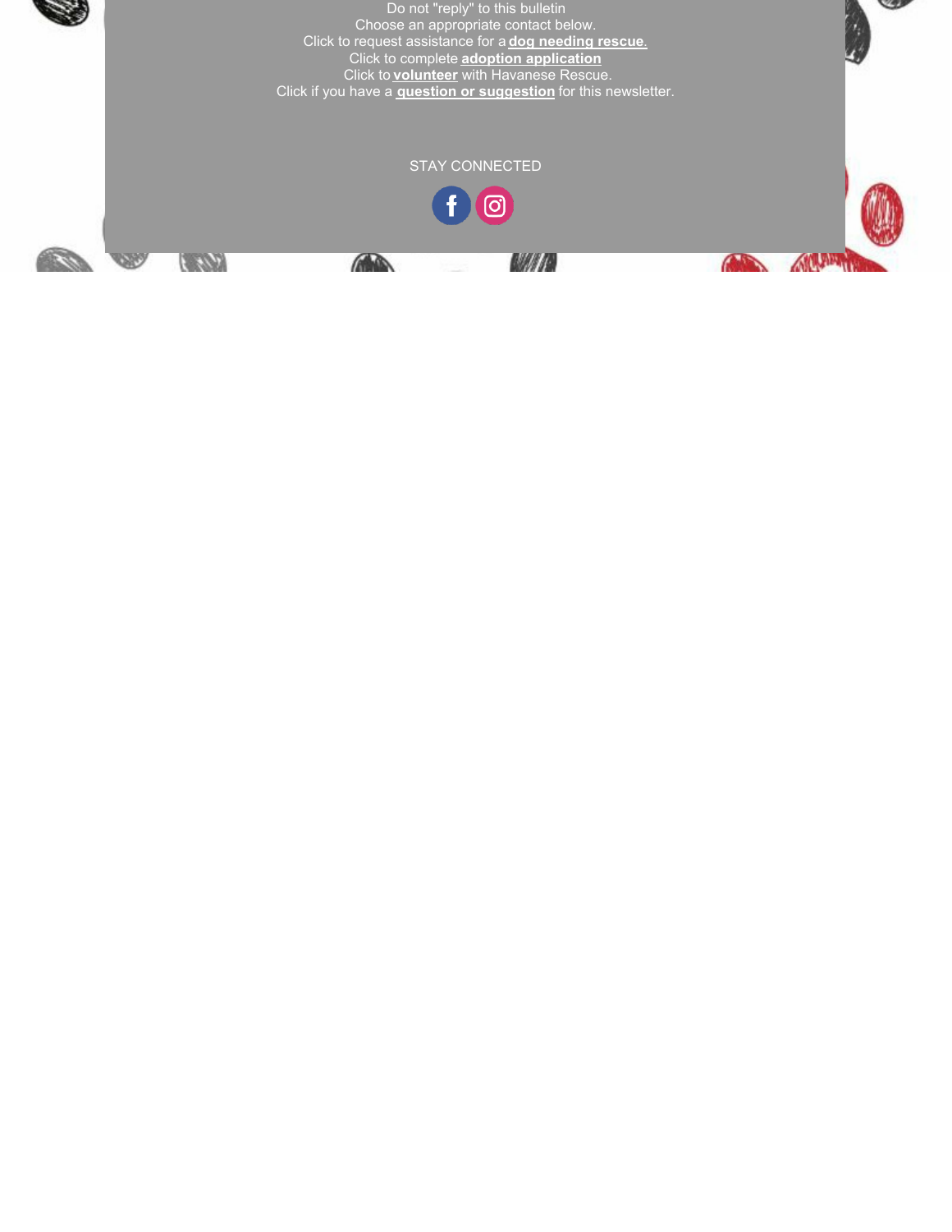Do not "reply" to this bulletin
Choose an appropriate contact below.
Click to request assistance for a **dog needing rescue.**
Click to complete **adoption application**
Click to **volunteer** with Havanese Rescue.
Click if you have a **question or suggestion** for this newsletter.

STAY CONNECTED